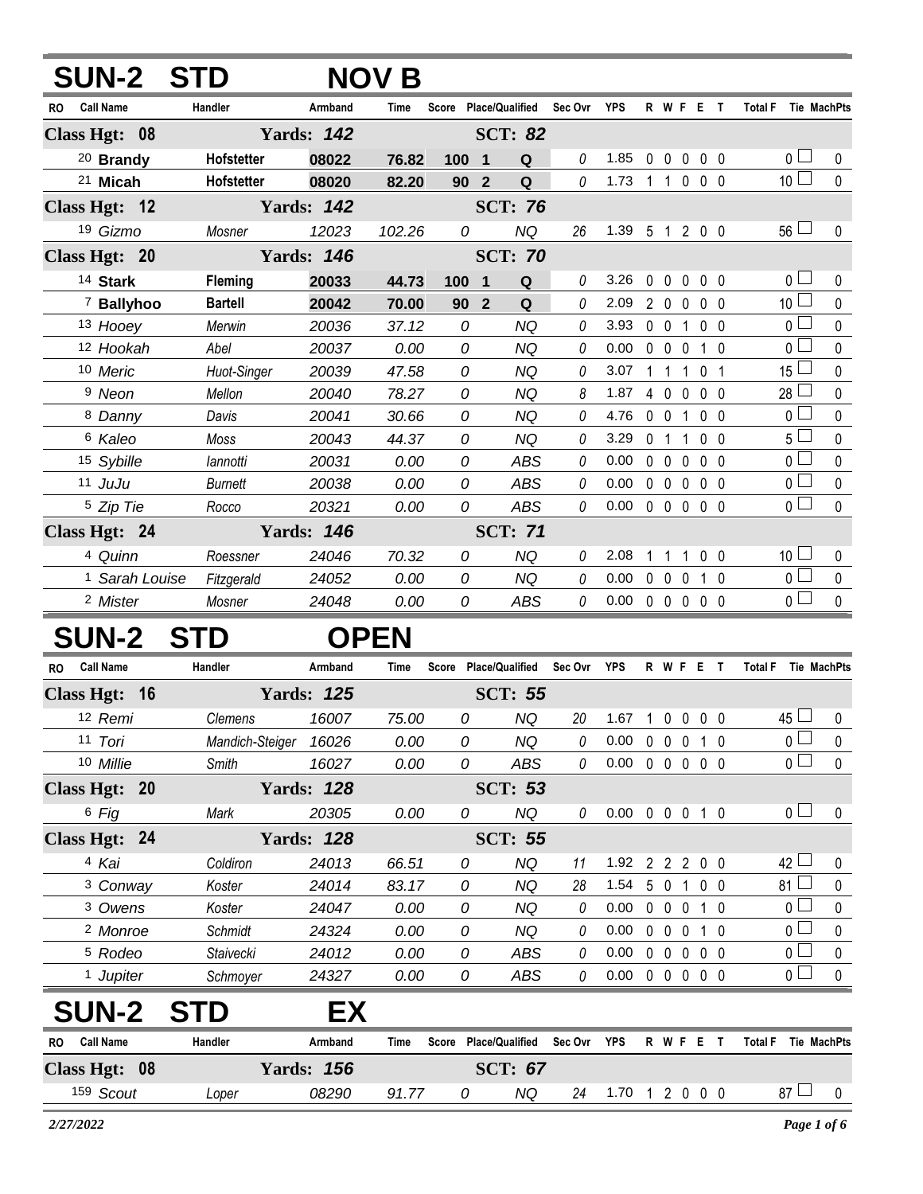## SUN-2 STD NOV B

| RO | Call Name | Handler | Armband | Time | Score | Place/Qualified | | Sec Ovr | YPS | R | W | F | E | T | Total F | Tie | MachPts |
|---|---|---|---|---|---|---|---|---|---|---|---|---|---|---|---|---|---|
| **Class Hgt: 08** | | **Yards: 142** | | | | **SCT: 82** | | | | | | | | | | | |
| 20 | **Brandy** | **Hofstetter** | **08022** | **76.82** | **100** | **1** | **Q** | 0 | 1.85 | 0 | 0 | 0 | 0 | 0 | 0 | ☐ | 0 |
| 21 | **Micah** | **Hofstetter** | **08020** | **82.20** | **90** | **2** | **Q** | 0 | 1.73 | 1 | 1 | 0 | 0 | 0 | 10 | ☐ | 0 |
| **Class Hgt: 12** | | **Yards: 142** | | | | **SCT: 76** | | | | | | | | | | | |
| 19 | *Gizmo* | *Mosner* | *12023* | *102.26* | *0* | | *NQ* | 26 | 1.39 | 5 | 1 | 2 | 0 | 0 | 56 | ☐ | 0 |
| **Class Hgt: 20** | | **Yards: 146** | | | | **SCT: 70** | | | | | | | | | | | |
| 14 | **Stark** | **Fleming** | **20033** | **44.73** | **100** | **1** | **Q** | 0 | 3.26 | 0 | 0 | 0 | 0 | 0 | 0 | ☐ | 0 |
| 7 | **Ballyhoo** | **Bartell** | **20042** | **70.00** | **90** | **2** | **Q** | 0 | 2.09 | 2 | 0 | 0 | 0 | 0 | 10 | ☐ | 0 |
| 13 | *Hooey* | *Merwin* | *20036* | *37.12* | *0* | | *NQ* | 0 | 3.93 | 0 | 0 | 1 | 0 | 0 | 0 | ☐ | 0 |
| 12 | *Hookah* | *Abel* | *20037* | *0.00* | *0* | | *NQ* | 0 | 0.00 | 0 | 0 | 0 | 1 | 0 | 0 | ☐ | 0 |
| 10 | *Meric* | *Huot-Singer* | *20039* | *47.58* | *0* | | *NQ* | 0 | 3.07 | 1 | 1 | 1 | 0 | 1 | 15 | ☐ | 0 |
| 9 | *Neon* | *Mellon* | *20040* | *78.27* | *0* | | *NQ* | 8 | 1.87 | 4 | 0 | 0 | 0 | 0 | 28 | ☐ | 0 |
| 8 | *Danny* | *Davis* | *20041* | *30.66* | *0* | | *NQ* | 0 | 4.76 | 0 | 0 | 1 | 0 | 0 | 0 | ☐ | 0 |
| 6 | *Kaleo* | *Moss* | *20043* | *44.37* | *0* | | *NQ* | 0 | 3.29 | 0 | 1 | 1 | 0 | 0 | 5 | ☐ | 0 |
| 15 | *Sybille* | *Iannotti* | *20031* | *0.00* | *0* | | *ABS* | 0 | 0.00 | 0 | 0 | 0 | 0 | 0 | 0 | ☐ | 0 |
| 11 | *JuJu* | *Burnett* | *20038* | *0.00* | *0* | | *ABS* | 0 | 0.00 | 0 | 0 | 0 | 0 | 0 | 0 | ☐ | 0 |
| 5 | *Zip Tie* | *Rocco* | *20321* | *0.00* | *0* | | *ABS* | 0 | 0.00 | 0 | 0 | 0 | 0 | 0 | 0 | ☐ | 0 |
| **Class Hgt: 24** | | **Yards: 146** | | | | **SCT: 71** | | | | | | | | | | | |
| 4 | *Quinn* | *Roessner* | *24046* | *70.32* | *0* | | *NQ* | 0 | 2.08 | 1 | 1 | 1 | 0 | 0 | 10 | ☐ | 0 |
| 1 | *Sarah Louise* | *Fitzgerald* | *24052* | *0.00* | *0* | | *NQ* | 0 | 0.00 | 0 | 0 | 0 | 1 | 0 | 0 | ☐ | 0 |
| 2 | *Mister* | *Mosner* | *24048* | *0.00* | *0* | | *ABS* | 0 | 0.00 | 0 | 0 | 0 | 0 | 0 | 0 | ☐ | 0 |

## SUN-2 STD OPEN

| RO | Call Name | Handler | Armband | Time | Score | Place/Qualified | | Sec Ovr | YPS | R | W | F | E | T | Total F | Tie | MachPts |
|---|---|---|---|---|---|---|---|---|---|---|---|---|---|---|---|---|---|
| **Class Hgt: 16** | | **Yards: 125** | | | | **SCT: 55** | | | | | | | | | | | |
| 12 | *Remi* | *Clemens* | *16007* | *75.00* | *0* | | *NQ* | 20 | 1.67 | 1 | 0 | 0 | 0 | 0 | 45 | ☐ | 0 |
| 11 | *Tori* | *Mandich-Steiger* | *16026* | *0.00* | *0* | | *NQ* | 0 | 0.00 | 0 | 0 | 0 | 1 | 0 | 0 | ☐ | 0 |
| 10 | *Millie* | *Smith* | *16027* | *0.00* | *0* | | *ABS* | 0 | 0.00 | 0 | 0 | 0 | 0 | 0 | 0 | ☐ | 0 |
| **Class Hgt: 20** | | **Yards: 128** | | | | **SCT: 53** | | | | | | | | | | | |
| 6 | *Fig* | *Mark* | *20305* | *0.00* | *0* | | *NQ* | 0 | 0.00 | 0 | 0 | 0 | 1 | 0 | 0 | ☐ | 0 |
| **Class Hgt: 24** | | **Yards: 128** | | | | **SCT: 55** | | | | | | | | | | | |
| 4 | *Kai* | *Coldiron* | *24013* | *66.51* | *0* | | *NQ* | 11 | 1.92 | 2 | 2 | 2 | 0 | 0 | 42 | ☐ | 0 |
| 3 | *Conway* | *Koster* | *24014* | *83.17* | *0* | | *NQ* | 28 | 1.54 | 5 | 0 | 1 | 0 | 0 | 81 | ☐ | 0 |
| 3 | *Owens* | *Koster* | *24047* | *0.00* | *0* | | *NQ* | 0 | 0.00 | 0 | 0 | 0 | 1 | 0 | 0 | ☐ | 0 |
| 2 | *Monroe* | *Schmidt* | *24324* | *0.00* | *0* | | *NQ* | 0 | 0.00 | 0 | 0 | 0 | 1 | 0 | 0 | ☐ | 0 |
| 5 | *Rodeo* | *Staivecki* | *24012* | *0.00* | *0* | | *ABS* | 0 | 0.00 | 0 | 0 | 0 | 0 | 0 | 0 | ☐ | 0 |
| 1 | *Jupiter* | *Schmoyer* | *24327* | *0.00* | *0* | | *ABS* | 0 | 0.00 | 0 | 0 | 0 | 0 | 0 | 0 | ☐ | 0 |

## SUN-2 STD EX

| RO | Call Name | Handler | Armband | Time | Score | Place/Qualified | | Sec Ovr | YPS | R | W | F | E | T | Total F | Tie | MachPts |
|---|---|---|---|---|---|---|---|---|---|---|---|---|---|---|---|---|---|
| **Class Hgt: 08** | | **Yards: 156** | | | | **SCT: 67** | | | | | | | | | | | |
| 159 | *Scout* | *Loper* | *08290* | *91.77* | *0* | | *NQ* | 24 | 1.70 | 1 | 2 | 0 | 0 | 0 | 87 | ☐ | 0 |

*2/27/2022*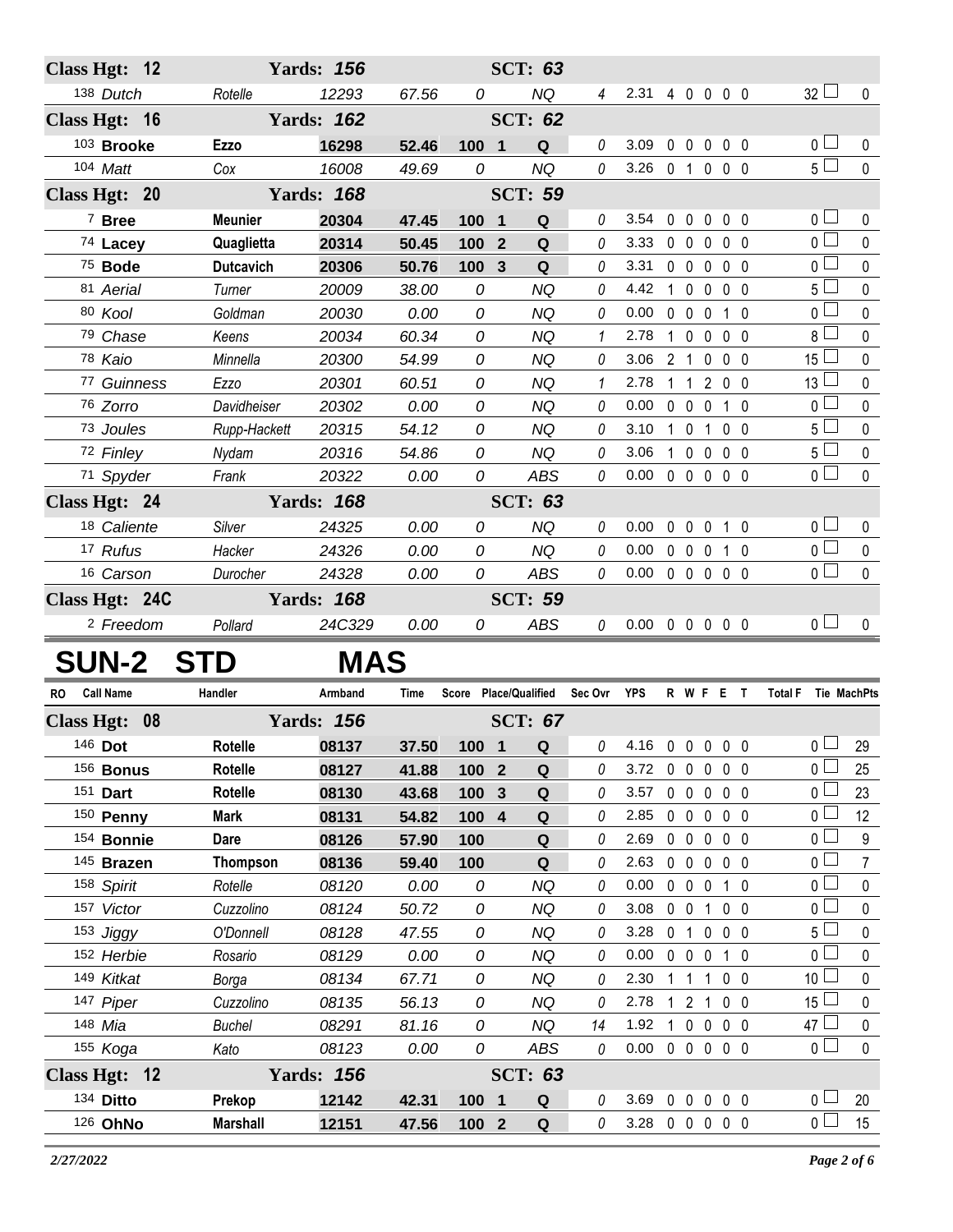| RO | Call Name | Handler | Armband | Time | Score | Place/Qualified | | Sec Ovr | YPS | R | W | F | E | T | Total F | Tie | MachPts |
|---|---|---|---|---|---|---|---|---|---|---|---|---|---|---|---|---|---|
| **Class Hgt: 12** | | **Yards: 156** | | | | **SCT: 63** | | | | | | | | | | | |
| 138 | *Dutch* | *Rotelle* | *12293* | *67.56* | *0* | | *NQ* | *4* | 2.31 | 4 | 0 | 0 | 0 | 0 | 32 | ☐ | 0 |
| **Class Hgt: 16** | | **Yards: 162** | | | | **SCT: 62** | | | | | | | | | | | |
| 103 | **Brooke** | **Ezzo** | **16298** | **52.46** | **100** | **1** | **Q** | *0* | 3.09 | 0 | 0 | 0 | 0 | 0 | 0 | ☐ | 0 |
| 104 | *Matt* | *Cox* | *16008* | *49.69* | *0* | | *NQ* | *0* | 3.26 | 0 | 1 | 0 | 0 | 0 | 5 | ☐ | 0 |
| **Class Hgt: 20** | | **Yards: 168** | | | | **SCT: 59** | | | | | | | | | | | |
| 7 | **Bree** | **Meunier** | **20304** | **47.45** | **100** | **1** | **Q** | *0* | 3.54 | 0 | 0 | 0 | 0 | 0 | 0 | ☐ | 0 |
| 74 | **Lacey** | **Quaglietta** | **20314** | **50.45** | **100** | **2** | **Q** | *0* | 3.33 | 0 | 0 | 0 | 0 | 0 | 0 | ☐ | 0 |
| 75 | **Bode** | **Dutcavich** | **20306** | **50.76** | **100** | **3** | **Q** | *0* | 3.31 | 0 | 0 | 0 | 0 | 0 | 0 | ☐ | 0 |
| 81 | *Aerial* | *Turner* | *20009* | *38.00* | *0* | | *NQ* | *0* | 4.42 | 1 | 0 | 0 | 0 | 0 | 5 | ☐ | 0 |
| 80 | *Kool* | *Goldman* | *20030* | *0.00* | *0* | | *NQ* | *0* | 0.00 | 0 | 0 | 0 | 1 | 0 | 0 | ☐ | 0 |
| 79 | *Chase* | *Keens* | *20034* | *60.34* | *0* | | *NQ* | *1* | 2.78 | 1 | 0 | 0 | 0 | 0 | 8 | ☐ | 0 |
| 78 | *Kaio* | *Minnella* | *20300* | *54.99* | *0* | | *NQ* | *0* | 3.06 | 2 | 1 | 0 | 0 | 0 | 15 | ☐ | 0 |
| 77 | *Guinness* | *Ezzo* | *20301* | *60.51* | *0* | | *NQ* | *1* | 2.78 | 1 | 1 | 2 | 0 | 0 | 13 | ☐ | 0 |
| 76 | *Zorro* | *Davidheiser* | *20302* | *0.00* | *0* | | *NQ* | *0* | 0.00 | 0 | 0 | 0 | 1 | 0 | 0 | ☐ | 0 |
| 73 | *Joules* | *Rupp-Hackett* | *20315* | *54.12* | *0* | | *NQ* | *0* | 3.10 | 1 | 0 | 1 | 0 | 0 | 5 | ☐ | 0 |
| 72 | *Finley* | *Nydam* | *20316* | *54.86* | *0* | | *NQ* | *0* | 3.06 | 1 | 0 | 0 | 0 | 0 | 5 | ☐ | 0 |
| 71 | *Spyder* | *Frank* | *20322* | *0.00* | *0* | | *ABS* | *0* | 0.00 | 0 | 0 | 0 | 0 | 0 | 0 | ☐ | 0 |
| **Class Hgt: 24** | | **Yards: 168** | | | | **SCT: 63** | | | | | | | | | | | |
| 18 | *Caliente* | *Silver* | *24325* | *0.00* | *0* | | *NQ* | *0* | 0.00 | 0 | 0 | 0 | 1 | 0 | 0 | ☐ | 0 |
| 17 | *Rufus* | *Hacker* | *24326* | *0.00* | *0* | | *NQ* | *0* | 0.00 | 0 | 0 | 0 | 1 | 0 | 0 | ☐ | 0 |
| 16 | *Carson* | *Durocher* | *24328* | *0.00* | *0* | | *ABS* | *0* | 0.00 | 0 | 0 | 0 | 0 | 0 | 0 | ☐ | 0 |
| **Class Hgt: 24C** | | **Yards: 168** | | | | **SCT: 59** | | | | | | | | | | | |
| 2 | *Freedom* | *Pollard* | *24C329* | *0.00* | *0* | | *ABS* | *0* | 0.00 | 0 | 0 | 0 | 0 | 0 | 0 | ☐ | 0 |

# SUN-2 STD MAS

| RO | Call Name | Handler | Armband | Time | Score | Place/Qualified | | Sec Ovr | YPS | R | W | F | E | T | Total F | Tie | MachPts |
|---|---|---|---|---|---|---|---|---|---|---|---|---|---|---|---|---|---|
| **Class Hgt: 08** | | **Yards: 156** | | | | **SCT: 67** | | | | | | | | | | | |
| 146 | **Dot** | **Rotelle** | **08137** | **37.50** | **100** | **1** | **Q** | *0* | 4.16 | 0 | 0 | 0 | 0 | 0 | 0 | ☐ | 29 |
| 156 | **Bonus** | **Rotelle** | **08127** | **41.88** | **100** | **2** | **Q** | *0* | 3.72 | 0 | 0 | 0 | 0 | 0 | 0 | ☐ | 25 |
| 151 | **Dart** | **Rotelle** | **08130** | **43.68** | **100** | **3** | **Q** | *0* | 3.57 | 0 | 0 | 0 | 0 | 0 | 0 | ☐ | 23 |
| 150 | **Penny** | **Mark** | **08131** | **54.82** | **100** | **4** | **Q** | *0* | 2.85 | 0 | 0 | 0 | 0 | 0 | 0 | ☐ | 12 |
| 154 | **Bonnie** | **Dare** | **08126** | **57.90** | **100** | | **Q** | *0* | 2.69 | 0 | 0 | 0 | 0 | 0 | 0 | ☐ | 9 |
| 145 | **Brazen** | **Thompson** | **08136** | **59.40** | **100** | | **Q** | *0* | 2.63 | 0 | 0 | 0 | 0 | 0 | 0 | ☐ | 7 |
| 158 | *Spirit* | *Rotelle* | *08120* | *0.00* | *0* | | *NQ* | *0* | 0.00 | 0 | 0 | 0 | 1 | 0 | 0 | ☐ | 0 |
| 157 | *Victor* | *Cuzzolino* | *08124* | *50.72* | *0* | | *NQ* | *0* | 3.08 | 0 | 0 | 1 | 0 | 0 | 0 | ☐ | 0 |
| 153 | *Jiggy* | *O'Donnell* | *08128* | *47.55* | *0* | | *NQ* | *0* | 3.28 | 0 | 1 | 0 | 0 | 0 | 5 | ☐ | 0 |
| 152 | *Herbie* | *Rosario* | *08129* | *0.00* | *0* | | *NQ* | *0* | 0.00 | 0 | 0 | 0 | 1 | 0 | 0 | ☐ | 0 |
| 149 | *Kitkat* | *Borga* | *08134* | *67.71* | *0* | | *NQ* | *0* | 2.30 | 1 | 1 | 1 | 0 | 0 | 10 | ☐ | 0 |
| 147 | *Piper* | *Cuzzolino* | *08135* | *56.13* | *0* | | *NQ* | *0* | 2.78 | 1 | 2 | 1 | 0 | 0 | 15 | ☐ | 0 |
| 148 | *Mia* | *Buchel* | *08291* | *81.16* | *0* | | *NQ* | *14* | 1.92 | 1 | 0 | 0 | 0 | 0 | 47 | ☐ | 0 |
| 155 | *Koga* | *Kato* | *08123* | *0.00* | *0* | | *ABS* | *0* | 0.00 | 0 | 0 | 0 | 0 | 0 | 0 | ☐ | 0 |
| **Class Hgt: 12** | | **Yards: 156** | | | | **SCT: 63** | | | | | | | | | | | |
| 134 | **Ditto** | **Prekop** | **12142** | **42.31** | **100** | **1** | **Q** | *0* | 3.69 | 0 | 0 | 0 | 0 | 0 | 0 | ☐ | 20 |
| 126 | **OhNo** | **Marshall** | **12151** | **47.56** | **100** | **2** | **Q** | *0* | 3.28 | 0 | 0 | 0 | 0 | 0 | 0 | ☐ | 15 |

*2/27/2022*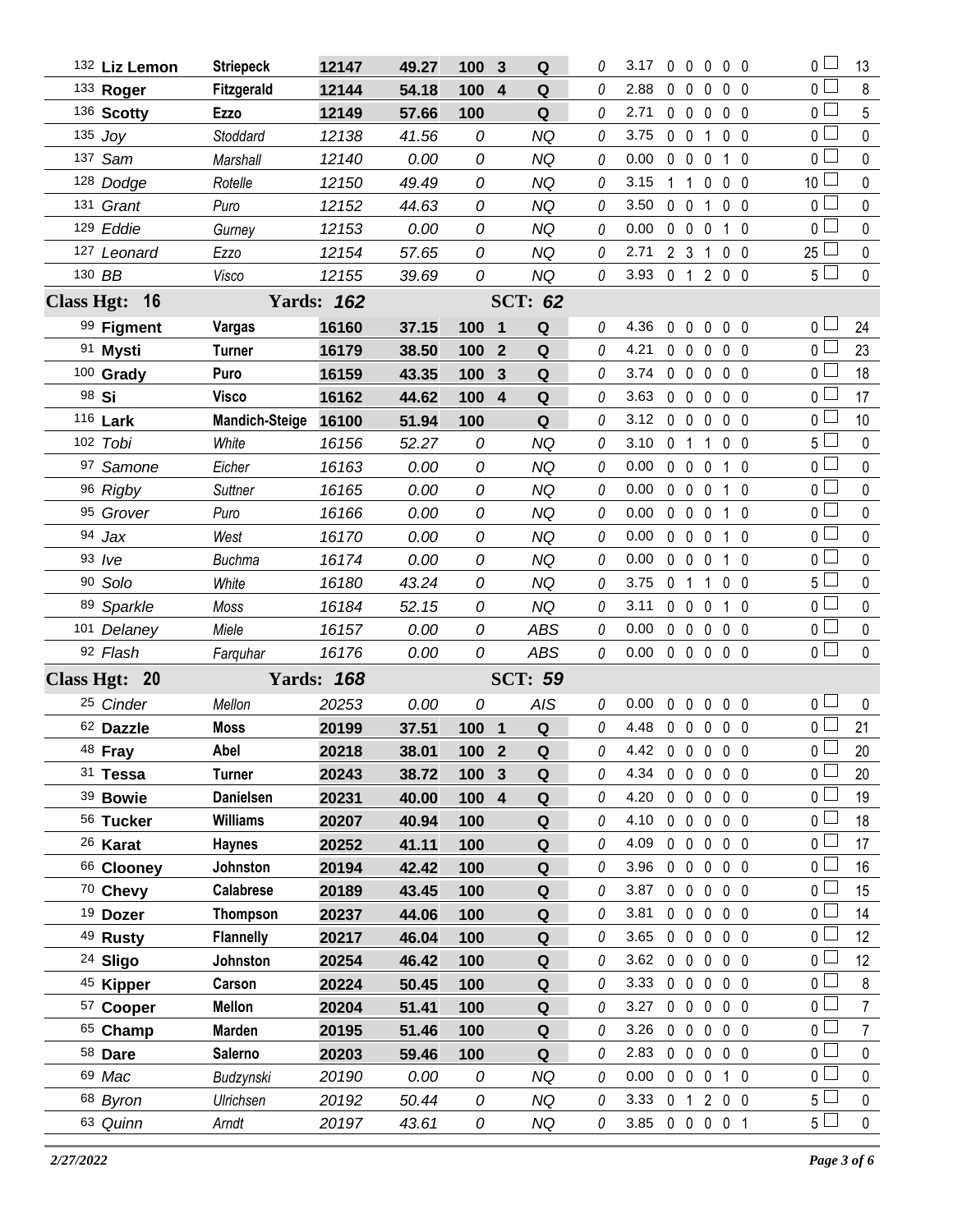| # | Dog | Handler | Armband | Time | Score | Place | Q | | YPS | Faults | | | | | Total | | MACH |
|---|---|---|---|---|---|---|---|---|---|---|---|---|---|---|---|---|---|
| 132 | **Liz Lemon** | **Striepeck** | **12147** | **49.27** | **100** | **3** | **Q** | 0 | 3.17 | 0 | 0 | 0 | 0 | 0 | 0 | ☐ | 13 |
| 133 | **Roger** | **Fitzgerald** | **12144** | **54.18** | **100** | **4** | **Q** | 0 | 2.88 | 0 | 0 | 0 | 0 | 0 | 0 | ☐ | 8 |
| 136 | **Scotty** | **Ezzo** | **12149** | **57.66** | **100** | | **Q** | 0 | 2.71 | 0 | 0 | 0 | 0 | 0 | 0 | ☐ | 5 |
| 135 | *Joy* | *Stoddard* | *12138* | *41.56* | *0* | | *NQ* | 0 | 3.75 | 0 | 0 | 1 | 0 | 0 | 0 | ☐ | 0 |
| 137 | *Sam* | *Marshall* | *12140* | *0.00* | *0* | | *NQ* | 0 | 0.00 | 0 | 0 | 0 | 1 | 0 | 0 | ☐ | 0 |
| 128 | *Dodge* | *Rotelle* | *12150* | *49.49* | *0* | | *NQ* | 0 | 3.15 | 1 | 1 | 0 | 0 | 0 | 10 | ☐ | 0 |
| 131 | *Grant* | *Puro* | *12152* | *44.63* | *0* | | *NQ* | 0 | 3.50 | 0 | 0 | 1 | 0 | 0 | 0 | ☐ | 0 |
| 129 | *Eddie* | *Gurney* | *12153* | *0.00* | *0* | | *NQ* | 0 | 0.00 | 0 | 0 | 0 | 1 | 0 | 0 | ☐ | 0 |
| 127 | *Leonard* | *Ezzo* | *12154* | *57.65* | *0* | | *NQ* | 0 | 2.71 | 2 | 3 | 1 | 0 | 0 | 25 | ☐ | 0 |
| 130 | *BB* | *Visco* | *12155* | *39.69* | *0* | | *NQ* | 0 | 3.93 | 0 | 1 | 2 | 0 | 0 | 5 | ☐ | 0 |
| **Class Hgt: 16** | | **Yards: *162*** | | | | **SCT: *62*** | | | | | | | | | | | |
| 99 | **Figment** | **Vargas** | **16160** | **37.15** | **100** | **1** | **Q** | 0 | 4.36 | 0 | 0 | 0 | 0 | 0 | 0 | ☐ | 24 |
| 91 | **Mysti** | **Turner** | **16179** | **38.50** | **100** | **2** | **Q** | 0 | 4.21 | 0 | 0 | 0 | 0 | 0 | 0 | ☐ | 23 |
| 100 | **Grady** | **Puro** | **16159** | **43.35** | **100** | **3** | **Q** | 0 | 3.74 | 0 | 0 | 0 | 0 | 0 | 0 | ☐ | 18 |
| 98 | **Si** | **Visco** | **16162** | **44.62** | **100** | **4** | **Q** | 0 | 3.63 | 0 | 0 | 0 | 0 | 0 | 0 | ☐ | 17 |
| 116 | **Lark** | **Mandich-Steige** | **16100** | **51.94** | **100** | | **Q** | 0 | 3.12 | 0 | 0 | 0 | 0 | 0 | 0 | ☐ | 10 |
| 102 | *Tobi* | *White* | *16156* | *52.27* | *0* | | *NQ* | 0 | 3.10 | 0 | 1 | 1 | 0 | 0 | 5 | ☐ | 0 |
| 97 | *Samone* | *Eicher* | *16163* | *0.00* | *0* | | *NQ* | 0 | 0.00 | 0 | 0 | 0 | 1 | 0 | 0 | ☐ | 0 |
| 96 | *Rigby* | *Suttner* | *16165* | *0.00* | *0* | | *NQ* | 0 | 0.00 | 0 | 0 | 0 | 1 | 0 | 0 | ☐ | 0 |
| 95 | *Grover* | *Puro* | *16166* | *0.00* | *0* | | *NQ* | 0 | 0.00 | 0 | 0 | 0 | 1 | 0 | 0 | ☐ | 0 |
| 94 | *Jax* | *West* | *16170* | *0.00* | *0* | | *NQ* | 0 | 0.00 | 0 | 0 | 0 | 1 | 0 | 0 | ☐ | 0 |
| 93 | *Ive* | *Buchma* | *16174* | *0.00* | *0* | | *NQ* | 0 | 0.00 | 0 | 0 | 0 | 1 | 0 | 0 | ☐ | 0 |
| 90 | *Solo* | *White* | *16180* | *43.24* | *0* | | *NQ* | 0 | 3.75 | 0 | 1 | 1 | 0 | 0 | 5 | ☐ | 0 |
| 89 | *Sparkle* | *Moss* | *16184* | *52.15* | *0* | | *NQ* | 0 | 3.11 | 0 | 0 | 0 | 1 | 0 | 0 | ☐ | 0 |
| 101 | *Delaney* | *Miele* | *16157* | *0.00* | *0* | | *ABS* | 0 | 0.00 | 0 | 0 | 0 | 0 | 0 | 0 | ☐ | 0 |
| 92 | *Flash* | *Farquhar* | *16176* | *0.00* | *0* | | *ABS* | 0 | 0.00 | 0 | 0 | 0 | 0 | 0 | 0 | ☐ | 0 |
| **Class Hgt: 20** | | **Yards: *168*** | | | | **SCT: *59*** | | | | | | | | | | | |
| 25 | *Cinder* | *Mellon* | *20253* | *0.00* | *0* | | *AIS* | 0 | 0.00 | 0 | 0 | 0 | 0 | 0 | 0 | ☐ | 0 |
| 62 | **Dazzle** | **Moss** | **20199** | **37.51** | **100** | **1** | **Q** | 0 | 4.48 | 0 | 0 | 0 | 0 | 0 | 0 | ☐ | 21 |
| 48 | **Fray** | **Abel** | **20218** | **38.01** | **100** | **2** | **Q** | 0 | 4.42 | 0 | 0 | 0 | 0 | 0 | 0 | ☐ | 20 |
| 31 | **Tessa** | **Turner** | **20243** | **38.72** | **100** | **3** | **Q** | 0 | 4.34 | 0 | 0 | 0 | 0 | 0 | 0 | ☐ | 20 |
| 39 | **Bowie** | **Danielsen** | **20231** | **40.00** | **100** | **4** | **Q** | 0 | 4.20 | 0 | 0 | 0 | 0 | 0 | 0 | ☐ | 19 |
| 56 | **Tucker** | **Williams** | **20207** | **40.94** | **100** | | **Q** | 0 | 4.10 | 0 | 0 | 0 | 0 | 0 | 0 | ☐ | 18 |
| 26 | **Karat** | **Haynes** | **20252** | **41.11** | **100** | | **Q** | 0 | 4.09 | 0 | 0 | 0 | 0 | 0 | 0 | ☐ | 17 |
| 66 | **Clooney** | **Johnston** | **20194** | **42.42** | **100** | | **Q** | 0 | 3.96 | 0 | 0 | 0 | 0 | 0 | 0 | ☐ | 16 |
| 70 | **Chevy** | **Calabrese** | **20189** | **43.45** | **100** | | **Q** | 0 | 3.87 | 0 | 0 | 0 | 0 | 0 | 0 | ☐ | 15 |
| 19 | **Dozer** | **Thompson** | **20237** | **44.06** | **100** | | **Q** | 0 | 3.81 | 0 | 0 | 0 | 0 | 0 | 0 | ☐ | 14 |
| 49 | **Rusty** | **Flannelly** | **20217** | **46.04** | **100** | | **Q** | 0 | 3.65 | 0 | 0 | 0 | 0 | 0 | 0 | ☐ | 12 |
| 24 | **Sligo** | **Johnston** | **20254** | **46.42** | **100** | | **Q** | 0 | 3.62 | 0 | 0 | 0 | 0 | 0 | 0 | ☐ | 12 |
| 45 | **Kipper** | **Carson** | **20224** | **50.45** | **100** | | **Q** | 0 | 3.33 | 0 | 0 | 0 | 0 | 0 | 0 | ☐ | 8 |
| 57 | **Cooper** | **Mellon** | **20204** | **51.41** | **100** | | **Q** | 0 | 3.27 | 0 | 0 | 0 | 0 | 0 | 0 | ☐ | 7 |
| 65 | **Champ** | **Marden** | **20195** | **51.46** | **100** | | **Q** | 0 | 3.26 | 0 | 0 | 0 | 0 | 0 | 0 | ☐ | 7 |
| 58 | **Dare** | **Salerno** | **20203** | **59.46** | **100** | | **Q** | 0 | 2.83 | 0 | 0 | 0 | 0 | 0 | 0 | ☐ | 0 |
| 69 | *Mac* | *Budzynski* | *20190* | *0.00* | *0* | | *NQ* | 0 | 0.00 | 0 | 0 | 0 | 1 | 0 | 0 | ☐ | 0 |
| 68 | *Byron* | *Ulrichsen* | *20192* | *50.44* | *0* | | *NQ* | 0 | 3.33 | 0 | 1 | 2 | 0 | 0 | 5 | ☐ | 0 |
| 63 | *Quinn* | *Arndt* | *20197* | *43.61* | *0* | | *NQ* | 0 | 3.85 | 0 | 0 | 0 | 0 | 1 | 5 | ☐ | 0 |

*2/27/2022*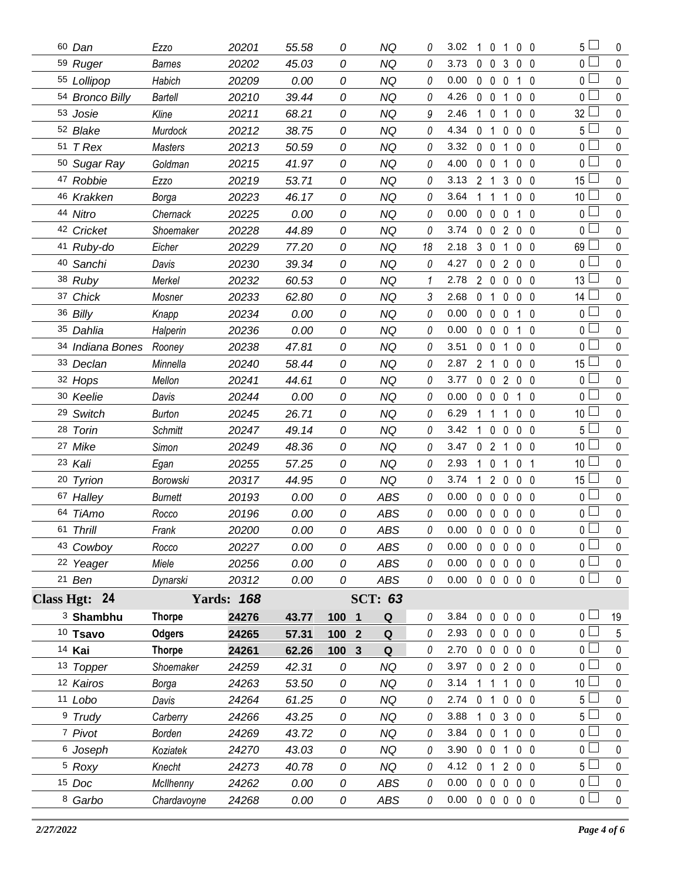| Armband | Dog | Handler | Reg # | Time | Score | Place | Q | Time Faults | YPS | R | F | W | T | E | Total Faults | | Pts |
|---|---|---|---|---|---|---|---|---|---|---|---|---|---|---|---|---|---|
| 60 | *Dan* | *Ezzo* | *20201* | *55.58* | *0* | | *NQ* | *0* | 3.02 | 1 | 0 | 1 | 0 | 0 | 5 | ☐ | 0 |
| 59 | *Ruger* | *Barnes* | *20202* | *45.03* | *0* | | *NQ* | *0* | 3.73 | 0 | 0 | 3 | 0 | 0 | 0 | ☐ | 0 |
| 55 | *Lollipop* | *Habich* | *20209* | *0.00* | *0* | | *NQ* | *0* | 0.00 | 0 | 0 | 0 | 1 | 0 | 0 | ☐ | 0 |
| 54 | *Bronco Billy* | *Bartell* | *20210* | *39.44* | *0* | | *NQ* | *0* | 4.26 | 0 | 0 | 1 | 0 | 0 | 0 | ☐ | 0 |
| 53 | *Josie* | *Kline* | *20211* | *68.21* | *0* | | *NQ* | *9* | 2.46 | 1 | 0 | 1 | 0 | 0 | 32 | ☐ | 0 |
| 52 | *Blake* | *Murdock* | *20212* | *38.75* | *0* | | *NQ* | *0* | 4.34 | 0 | 1 | 0 | 0 | 0 | 5 | ☐ | 0 |
| 51 | *T Rex* | *Masters* | *20213* | *50.59* | *0* | | *NQ* | *0* | 3.32 | 0 | 0 | 1 | 0 | 0 | 0 | ☐ | 0 |
| 50 | *Sugar Ray* | *Goldman* | *20215* | *41.97* | *0* | | *NQ* | *0* | 4.00 | 0 | 0 | 1 | 0 | 0 | 0 | ☐ | 0 |
| 47 | *Robbie* | *Ezzo* | *20219* | *53.71* | *0* | | *NQ* | *0* | 3.13 | 2 | 1 | 3 | 0 | 0 | 15 | ☐ | 0 |
| 46 | *Krakken* | *Borga* | *20223* | *46.17* | *0* | | *NQ* | *0* | 3.64 | 1 | 1 | 1 | 0 | 0 | 10 | ☐ | 0 |
| 44 | *Nitro* | *Chernack* | *20225* | *0.00* | *0* | | *NQ* | *0* | 0.00 | 0 | 0 | 0 | 1 | 0 | 0 | ☐ | 0 |
| 42 | *Cricket* | *Shoemaker* | *20228* | *44.89* | *0* | | *NQ* | *0* | 3.74 | 0 | 0 | 2 | 0 | 0 | 0 | ☐ | 0 |
| 41 | *Ruby-do* | *Eicher* | *20229* | *77.20* | *0* | | *NQ* | *18* | 2.18 | 3 | 0 | 1 | 0 | 0 | 69 | ☐ | 0 |
| 40 | *Sanchi* | *Davis* | *20230* | *39.34* | *0* | | *NQ* | *0* | 4.27 | 0 | 0 | 2 | 0 | 0 | 0 | ☐ | 0 |
| 38 | *Ruby* | *Merkel* | *20232* | *60.53* | *0* | | *NQ* | *1* | 2.78 | 2 | 0 | 0 | 0 | 0 | 13 | ☐ | 0 |
| 37 | *Chick* | *Mosner* | *20233* | *62.80* | *0* | | *NQ* | *3* | 2.68 | 0 | 1 | 0 | 0 | 0 | 14 | ☐ | 0 |
| 36 | *Billy* | *Knapp* | *20234* | *0.00* | *0* | | *NQ* | *0* | 0.00 | 0 | 0 | 0 | 1 | 0 | 0 | ☐ | 0 |
| 35 | *Dahlia* | *Halperin* | *20236* | *0.00* | *0* | | *NQ* | *0* | 0.00 | 0 | 0 | 0 | 1 | 0 | 0 | ☐ | 0 |
| 34 | *Indiana Bones* | *Rooney* | *20238* | *47.81* | *0* | | *NQ* | *0* | 3.51 | 0 | 0 | 1 | 0 | 0 | 0 | ☐ | 0 |
| 33 | *Declan* | *Minnella* | *20240* | *58.44* | *0* | | *NQ* | *0* | 2.87 | 2 | 1 | 0 | 0 | 0 | 15 | ☐ | 0 |
| 32 | *Hops* | *Mellon* | *20241* | *44.61* | *0* | | *NQ* | *0* | 3.77 | 0 | 0 | 2 | 0 | 0 | 0 | ☐ | 0 |
| 30 | *Keelie* | *Davis* | *20244* | *0.00* | *0* | | *NQ* | *0* | 0.00 | 0 | 0 | 0 | 1 | 0 | 0 | ☐ | 0 |
| 29 | *Switch* | *Burton* | *20245* | *26.71* | *0* | | *NQ* | *0* | 6.29 | 1 | 1 | 1 | 0 | 0 | 10 | ☐ | 0 |
| 28 | *Torin* | *Schmitt* | *20247* | *49.14* | *0* | | *NQ* | *0* | 3.42 | 1 | 0 | 0 | 0 | 0 | 5 | ☐ | 0 |
| 27 | *Mike* | *Simon* | *20249* | *48.36* | *0* | | *NQ* | *0* | 3.47 | 0 | 2 | 1 | 0 | 0 | 10 | ☐ | 0 |
| 23 | *Kali* | *Egan* | *20255* | *57.25* | *0* | | *NQ* | *0* | 2.93 | 1 | 0 | 1 | 0 | 1 | 10 | ☐ | 0 |
| 20 | *Tyrion* | *Borowski* | *20317* | *44.95* | *0* | | *NQ* | *0* | 3.74 | 1 | 2 | 0 | 0 | 0 | 15 | ☐ | 0 |
| 67 | *Halley* | *Burnett* | *20193* | *0.00* | *0* | | *ABS* | *0* | 0.00 | 0 | 0 | 0 | 0 | 0 | 0 | ☐ | 0 |
| 64 | *TiAmo* | *Rocco* | *20196* | *0.00* | *0* | | *ABS* | *0* | 0.00 | 0 | 0 | 0 | 0 | 0 | 0 | ☐ | 0 |
| 61 | *Thrill* | *Frank* | *20200* | *0.00* | *0* | | *ABS* | *0* | 0.00 | 0 | 0 | 0 | 0 | 0 | 0 | ☐ | 0 |
| 43 | *Cowboy* | *Rocco* | *20227* | *0.00* | *0* | | *ABS* | *0* | 0.00 | 0 | 0 | 0 | 0 | 0 | 0 | ☐ | 0 |
| 22 | *Yeager* | *Miele* | *20256* | *0.00* | *0* | | *ABS* | *0* | 0.00 | 0 | 0 | 0 | 0 | 0 | 0 | ☐ | 0 |
| 21 | *Ben* | *Dynarski* | *20312* | *0.00* | *0* | | *ABS* | *0* | 0.00 | 0 | 0 | 0 | 0 | 0 | 0 | ☐ | 0 |

**Class Hgt: 24** **Yards: *168*** **SCT: *63***

| Armband | Dog | Handler | Reg # | Time | Score | Place | Q | Time Faults | YPS | R | F | W | T | E | Total Faults | | Pts |
|---|---|---|---|---|---|---|---|---|---|---|---|---|---|---|---|---|---|
| 3 | **Shambhu** | **Thorpe** | **24276** | **43.77** | **100** | **1** | **Q** | *0* | 3.84 | 0 | 0 | 0 | 0 | 0 | 0 | ☐ | 19 |
| 10 | **Tsavo** | **Odgers** | **24265** | **57.31** | **100** | **2** | **Q** | *0* | 2.93 | 0 | 0 | 0 | 0 | 0 | 0 | ☐ | 5 |
| 14 | **Kai** | **Thorpe** | **24261** | **62.26** | **100** | **3** | **Q** | *0* | 2.70 | 0 | 0 | 0 | 0 | 0 | 0 | ☐ | 0 |
| 13 | *Topper* | *Shoemaker* | *24259* | *42.31* | *0* | | *NQ* | *0* | 3.97 | 0 | 0 | 2 | 0 | 0 | 0 | ☐ | 0 |
| 12 | *Kairos* | *Borga* | *24263* | *53.50* | *0* | | *NQ* | *0* | 3.14 | 1 | 1 | 1 | 0 | 0 | 10 | ☐ | 0 |
| 11 | *Lobo* | *Davis* | *24264* | *61.25* | *0* | | *NQ* | *0* | 2.74 | 0 | 1 | 0 | 0 | 0 | 5 | ☐ | 0 |
| 9 | *Trudy* | *Carberry* | *24266* | *43.25* | *0* | | *NQ* | *0* | 3.88 | 1 | 0 | 3 | 0 | 0 | 5 | ☐ | 0 |
| 7 | *Pivot* | *Borden* | *24269* | *43.72* | *0* | | *NQ* | *0* | 3.84 | 0 | 0 | 1 | 0 | 0 | 0 | ☐ | 0 |
| 6 | *Joseph* | *Koziatek* | *24270* | *43.03* | *0* | | *NQ* | *0* | 3.90 | 0 | 0 | 1 | 0 | 0 | 0 | ☐ | 0 |
| 5 | *Roxy* | *Knecht* | *24273* | *40.78* | *0* | | *NQ* | *0* | 4.12 | 0 | 1 | 2 | 0 | 0 | 5 | ☐ | 0 |
| 15 | *Doc* | *McIlhenny* | *24262* | *0.00* | *0* | | *ABS* | *0* | 0.00 | 0 | 0 | 0 | 0 | 0 | 0 | ☐ | 0 |
| 8 | *Garbo* | *Chardavoyne* | *24268* | *0.00* | *0* | | *ABS* | *0* | 0.00 | 0 | 0 | 0 | 0 | 0 | 0 | ☐ | 0 |

*2/27/2022*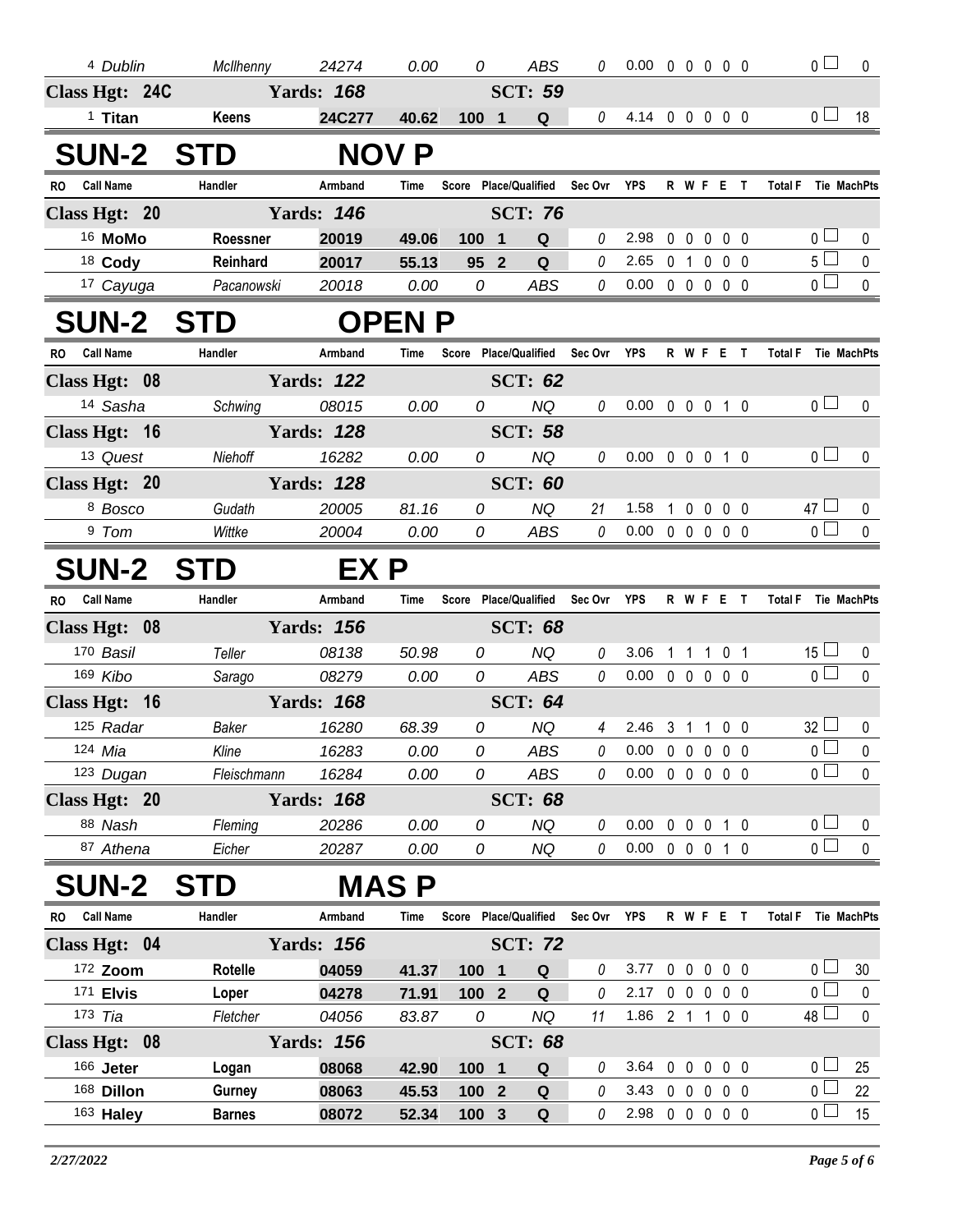| RO | Call Name | Handler | Armband | Time | Score | Place/Qualified | Sec Ovr | YPS | R | W | F | E | T | Total F | Tie | MachPts |
|---|---|---|---|---|---|---|---|---|---|---|---|---|---|---|---|---|
| 4 | *Dublin* | *McIlhenny* | *24274* | *0.00* | *0* | *ABS* | *0* | 0.00 | 0 | 0 | 0 | 0 | 0 | 0 | | 0 |
| **Class Hgt: 24C** | | **Yards: 168** | | | | **SCT: 59** | | | | | | | | | | |
| 1 | **Titan** | **Keens** | **24C277** | **40.62** | **100** | **1 Q** | 0 | 4.14 | 0 | 0 | 0 | 0 | 0 | 0 | | 18 |

# SUN-2 STD NOV P

| RO | Call Name | Handler | Armband | Time | Score | Place/Qualified | Sec Ovr | YPS | R | W | F | E | T | Total F | Tie | MachPts |
|---|---|---|---|---|---|---|---|---|---|---|---|---|---|---|---|---|
| **Class Hgt: 20** | | **Yards: 146** | | | | **SCT: 76** | | | | | | | | | | |
| 16 | **MoMo** | **Roessner** | **20019** | **49.06** | **100** | **1 Q** | 0 | 2.98 | 0 | 0 | 0 | 0 | 0 | 0 | | 0 |
| 18 | **Cody** | **Reinhard** | **20017** | **55.13** | **95** | **2 Q** | 0 | 2.65 | 0 | 1 | 0 | 0 | 0 | 5 | | 0 |
| 17 | *Cayuga* | *Pacanowski* | *20018* | *0.00* | *0* | *ABS* | 0 | 0.00 | 0 | 0 | 0 | 0 | 0 | 0 | | 0 |

# SUN-2 STD OPEN P

| RO | Call Name | Handler | Armband | Time | Score | Place/Qualified | Sec Ovr | YPS | R | W | F | E | T | Total F | Tie | MachPts |
|---|---|---|---|---|---|---|---|---|---|---|---|---|---|---|---|---|
| **Class Hgt: 08** | | **Yards: 122** | | | | **SCT: 62** | | | | | | | | | | |
| 14 | *Sasha* | *Schwing* | *08015* | *0.00* | *0* | *NQ* | 0 | 0.00 | 0 | 0 | 0 | 1 | 0 | 0 | | 0 |
| **Class Hgt: 16** | | **Yards: 128** | | | | **SCT: 58** | | | | | | | | | | |
| 13 | *Quest* | *Niehoff* | *16282* | *0.00* | *0* | *NQ* | 0 | 0.00 | 0 | 0 | 0 | 1 | 0 | 0 | | 0 |
| **Class Hgt: 20** | | **Yards: 128** | | | | **SCT: 60** | | | | | | | | | | |
| 8 | *Bosco* | *Gudath* | *20005* | *81.16* | *0* | *NQ* | 21 | 1.58 | 1 | 0 | 0 | 0 | 0 | 47 | | 0 |
| 9 | *Tom* | *Wittke* | *20004* | *0.00* | *0* | *ABS* | 0 | 0.00 | 0 | 0 | 0 | 0 | 0 | 0 | | 0 |

# SUN-2 STD EX P

| RO | Call Name | Handler | Armband | Time | Score | Place/Qualified | Sec Ovr | YPS | R | W | F | E | T | Total F | Tie | MachPts |
|---|---|---|---|---|---|---|---|---|---|---|---|---|---|---|---|---|
| **Class Hgt: 08** | | **Yards: 156** | | | | **SCT: 68** | | | | | | | | | | |
| 170 | *Basil* | *Teller* | *08138* | *50.98* | *0* | *NQ* | 0 | 3.06 | 1 | 1 | 1 | 0 | 1 | 15 | | 0 |
| 169 | *Kibo* | *Sarago* | *08279* | *0.00* | *0* | *ABS* | 0 | 0.00 | 0 | 0 | 0 | 0 | 0 | 0 | | 0 |
| **Class Hgt: 16** | | **Yards: 168** | | | | **SCT: 64** | | | | | | | | | | |
| 125 | *Radar* | *Baker* | *16280* | *68.39* | *0* | *NQ* | 4 | 2.46 | 3 | 1 | 1 | 0 | 0 | 32 | | 0 |
| 124 | *Mia* | *Kline* | *16283* | *0.00* | *0* | *ABS* | 0 | 0.00 | 0 | 0 | 0 | 0 | 0 | 0 | | 0 |
| 123 | *Dugan* | *Fleischmann* | *16284* | *0.00* | *0* | *ABS* | 0 | 0.00 | 0 | 0 | 0 | 0 | 0 | 0 | | 0 |
| **Class Hgt: 20** | | **Yards: 168** | | | | **SCT: 68** | | | | | | | | | | |
| 88 | *Nash* | *Fleming* | *20286* | *0.00* | *0* | *NQ* | 0 | 0.00 | 0 | 0 | 0 | 1 | 0 | 0 | | 0 |
| 87 | *Athena* | *Eicher* | *20287* | *0.00* | *0* | *NQ* | 0 | 0.00 | 0 | 0 | 0 | 1 | 0 | 0 | | 0 |

# SUN-2 STD MAS P

| RO | Call Name | Handler | Armband | Time | Score | Place/Qualified | Sec Ovr | YPS | R | W | F | E | T | Total F | Tie | MachPts |
|---|---|---|---|---|---|---|---|---|---|---|---|---|---|---|---|---|
| **Class Hgt: 04** | | **Yards: 156** | | | | **SCT: 72** | | | | | | | | | | |
| 172 | **Zoom** | **Rotelle** | **04059** | **41.37** | **100** | **1 Q** | 0 | 3.77 | 0 | 0 | 0 | 0 | 0 | 0 | | 30 |
| 171 | **Elvis** | **Loper** | **04278** | **71.91** | **100** | **2 Q** | 0 | 2.17 | 0 | 0 | 0 | 0 | 0 | 0 | | 0 |
| 173 | *Tia* | *Fletcher* | *04056* | *83.87* | *0* | *NQ* | 11 | 1.86 | 2 | 1 | 1 | 0 | 0 | 48 | | 0 |
| **Class Hgt: 08** | | **Yards: 156** | | | | **SCT: 68** | | | | | | | | | | |
| 166 | **Jeter** | **Logan** | **08068** | **42.90** | **100** | **1 Q** | 0 | 3.64 | 0 | 0 | 0 | 0 | 0 | 0 | | 25 |
| 168 | **Dillon** | **Gurney** | **08063** | **45.53** | **100** | **2 Q** | 0 | 3.43 | 0 | 0 | 0 | 0 | 0 | 0 | | 22 |
| 163 | **Haley** | **Barnes** | **08072** | **52.34** | **100** | **3 Q** | 0 | 2.98 | 0 | 0 | 0 | 0 | 0 | 0 | | 15 |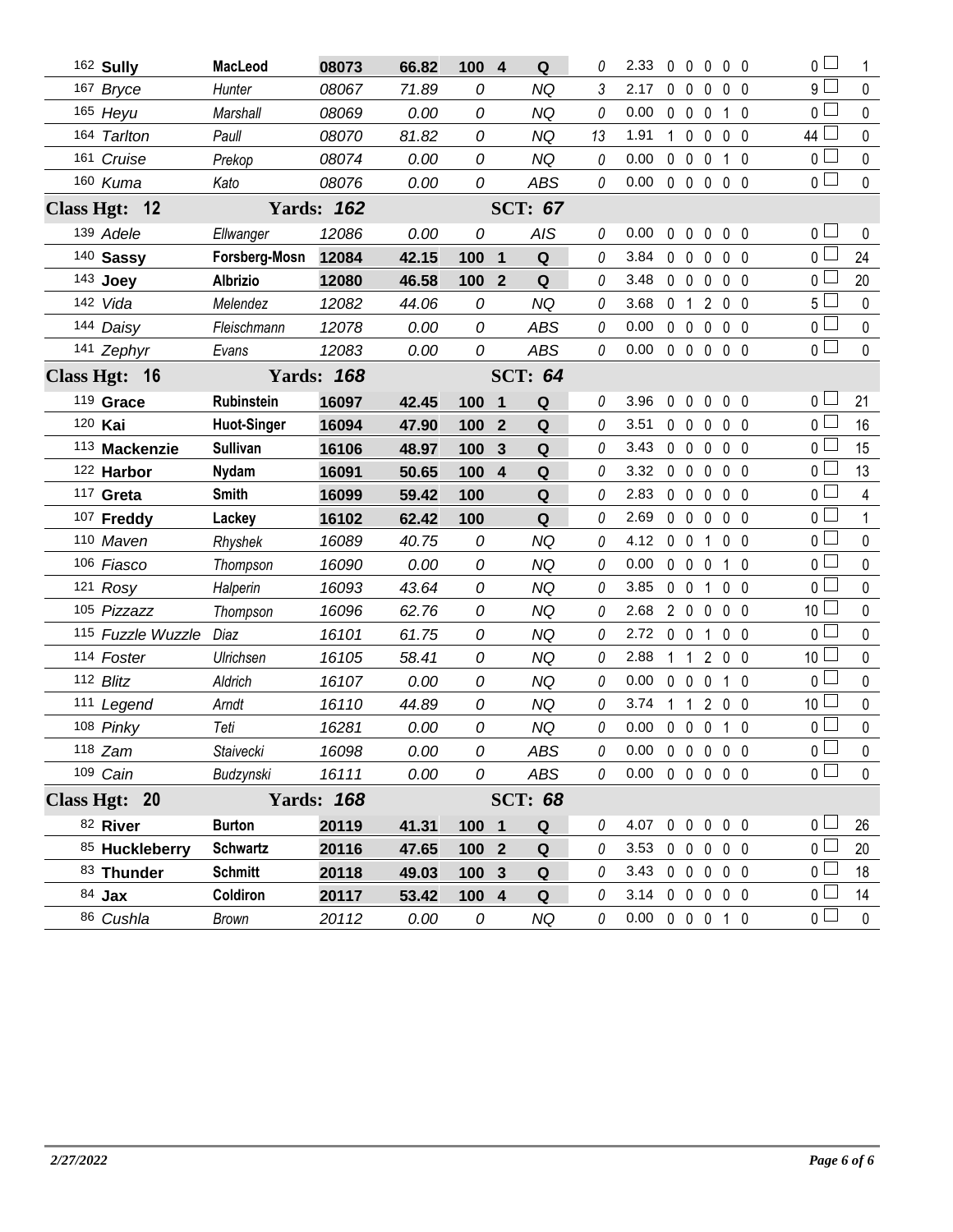| | | | | | | | | | | | | | | | | |
|---|---|---|---|---|---|---|---|---|---|---|---|---|---|---|---|---|
| 162 **Sully** | **MacLeod** | **08073** | **66.82** | **100** | **4** | **Q** | 0 | 2.33 | 0 | 0 | 0 | 0 | 0 | 0 | ☐ | 1 |
| 167 *Bryce* | *Hunter* | *08067* | *71.89* | *0* | | *NQ* | 3 | 2.17 | 0 | 0 | 0 | 0 | 0 | 9 | ☐ | 0 |
| 165 *Heyu* | *Marshall* | *08069* | *0.00* | *0* | | *NQ* | 0 | 0.00 | 0 | 0 | 0 | 1 | 0 | 0 | ☐ | 0 |
| 164 *Tarlton* | *Paull* | *08070* | *81.82* | *0* | | *NQ* | 13 | 1.91 | 1 | 0 | 0 | 0 | 0 | 44 | ☐ | 0 |
| 161 *Cruise* | *Prekop* | *08074* | *0.00* | *0* | | *NQ* | 0 | 0.00 | 0 | 0 | 0 | 1 | 0 | 0 | ☐ | 0 |
| 160 *Kuma* | *Kato* | *08076* | *0.00* | *0* | | *ABS* | 0 | 0.00 | 0 | 0 | 0 | 0 | 0 | 0 | ☐ | 0 |
| **Class Hgt: 12** | | **Yards: *162*** | | | | **SCT: *67*** | | | | | | | | | | |
| 139 *Adele* | *Ellwanger* | *12086* | *0.00* | *0* | | *AIS* | 0 | 0.00 | 0 | 0 | 0 | 0 | 0 | 0 | ☐ | 0 |
| 140 **Sassy** | **Forsberg-Mosn** | **12084** | **42.15** | **100** | **1** | **Q** | 0 | 3.84 | 0 | 0 | 0 | 0 | 0 | 0 | ☐ | 24 |
| 143 **Joey** | **Albrizio** | **12080** | **46.58** | **100** | **2** | **Q** | 0 | 3.48 | 0 | 0 | 0 | 0 | 0 | 0 | ☐ | 20 |
| 142 *Vida* | *Melendez* | *12082* | *44.06* | *0* | | *NQ* | 0 | 3.68 | 0 | 1 | 2 | 0 | 0 | 5 | ☐ | 0 |
| 144 *Daisy* | *Fleischmann* | *12078* | *0.00* | *0* | | *ABS* | 0 | 0.00 | 0 | 0 | 0 | 0 | 0 | 0 | ☐ | 0 |
| 141 *Zephyr* | *Evans* | *12083* | *0.00* | *0* | | *ABS* | 0 | 0.00 | 0 | 0 | 0 | 0 | 0 | 0 | ☐ | 0 |
| **Class Hgt: 16** | | **Yards: *168*** | | | | **SCT: *64*** | | | | | | | | | | |
| 119 **Grace** | **Rubinstein** | **16097** | **42.45** | **100** | **1** | **Q** | 0 | 3.96 | 0 | 0 | 0 | 0 | 0 | 0 | ☐ | 21 |
| 120 **Kai** | **Huot-Singer** | **16094** | **47.90** | **100** | **2** | **Q** | 0 | 3.51 | 0 | 0 | 0 | 0 | 0 | 0 | ☐ | 16 |
| 113 **Mackenzie** | **Sullivan** | **16106** | **48.97** | **100** | **3** | **Q** | 0 | 3.43 | 0 | 0 | 0 | 0 | 0 | 0 | ☐ | 15 |
| 122 **Harbor** | **Nydam** | **16091** | **50.65** | **100** | **4** | **Q** | 0 | 3.32 | 0 | 0 | 0 | 0 | 0 | 0 | ☐ | 13 |
| 117 **Greta** | **Smith** | **16099** | **59.42** | **100** | | **Q** | 0 | 2.83 | 0 | 0 | 0 | 0 | 0 | 0 | ☐ | 4 |
| 107 **Freddy** | **Lackey** | **16102** | **62.42** | **100** | | **Q** | 0 | 2.69 | 0 | 0 | 0 | 0 | 0 | 0 | ☐ | 1 |
| 110 *Maven* | *Rhyshek* | *16089* | *40.75* | *0* | | *NQ* | 0 | 4.12 | 0 | 0 | 1 | 0 | 0 | 0 | ☐ | 0 |
| 106 *Fiasco* | *Thompson* | *16090* | *0.00* | *0* | | *NQ* | 0 | 0.00 | 0 | 0 | 0 | 1 | 0 | 0 | ☐ | 0 |
| 121 *Rosy* | *Halperin* | *16093* | *43.64* | *0* | | *NQ* | 0 | 3.85 | 0 | 0 | 1 | 0 | 0 | 0 | ☐ | 0 |
| 105 *Pizzazz* | *Thompson* | *16096* | *62.76* | *0* | | *NQ* | 0 | 2.68 | 2 | 0 | 0 | 0 | 0 | 10 | ☐ | 0 |
| 115 *Fuzzle Wuzzle* | *Diaz* | *16101* | *61.75* | *0* | | *NQ* | 0 | 2.72 | 0 | 0 | 1 | 0 | 0 | 0 | ☐ | 0 |
| 114 *Foster* | *Ulrichsen* | *16105* | *58.41* | *0* | | *NQ* | 0 | 2.88 | 1 | 1 | 2 | 0 | 0 | 10 | ☐ | 0 |
| 112 *Blitz* | *Aldrich* | *16107* | *0.00* | *0* | | *NQ* | 0 | 0.00 | 0 | 0 | 0 | 1 | 0 | 0 | ☐ | 0 |
| 111 *Legend* | *Arndt* | *16110* | *44.89* | *0* | | *NQ* | 0 | 3.74 | 1 | 1 | 2 | 0 | 0 | 10 | ☐ | 0 |
| 108 *Pinky* | *Teti* | *16281* | *0.00* | *0* | | *NQ* | 0 | 0.00 | 0 | 0 | 0 | 1 | 0 | 0 | ☐ | 0 |
| 118 *Zam* | *Staivecki* | *16098* | *0.00* | *0* | | *ABS* | 0 | 0.00 | 0 | 0 | 0 | 0 | 0 | 0 | ☐ | 0 |
| 109 *Cain* | *Budzynski* | *16111* | *0.00* | *0* | | *ABS* | 0 | 0.00 | 0 | 0 | 0 | 0 | 0 | 0 | ☐ | 0 |
| **Class Hgt: 20** | | **Yards: *168*** | | | | **SCT: *68*** | | | | | | | | | | |
| 82 **River** | **Burton** | **20119** | **41.31** | **100** | **1** | **Q** | 0 | 4.07 | 0 | 0 | 0 | 0 | 0 | 0 | ☐ | 26 |
| 85 **Huckleberry** | **Schwartz** | **20116** | **47.65** | **100** | **2** | **Q** | 0 | 3.53 | 0 | 0 | 0 | 0 | 0 | 0 | ☐ | 20 |
| 83 **Thunder** | **Schmitt** | **20118** | **49.03** | **100** | **3** | **Q** | 0 | 3.43 | 0 | 0 | 0 | 0 | 0 | 0 | ☐ | 18 |
| 84 **Jax** | **Coldiron** | **20117** | **53.42** | **100** | **4** | **Q** | 0 | 3.14 | 0 | 0 | 0 | 0 | 0 | 0 | ☐ | 14 |
| 86 *Cushla* | *Brown* | *20112* | *0.00* | *0* | | *NQ* | 0 | 0.00 | 0 | 0 | 0 | 1 | 0 | 0 | ☐ | 0 |

*2/27/2022*